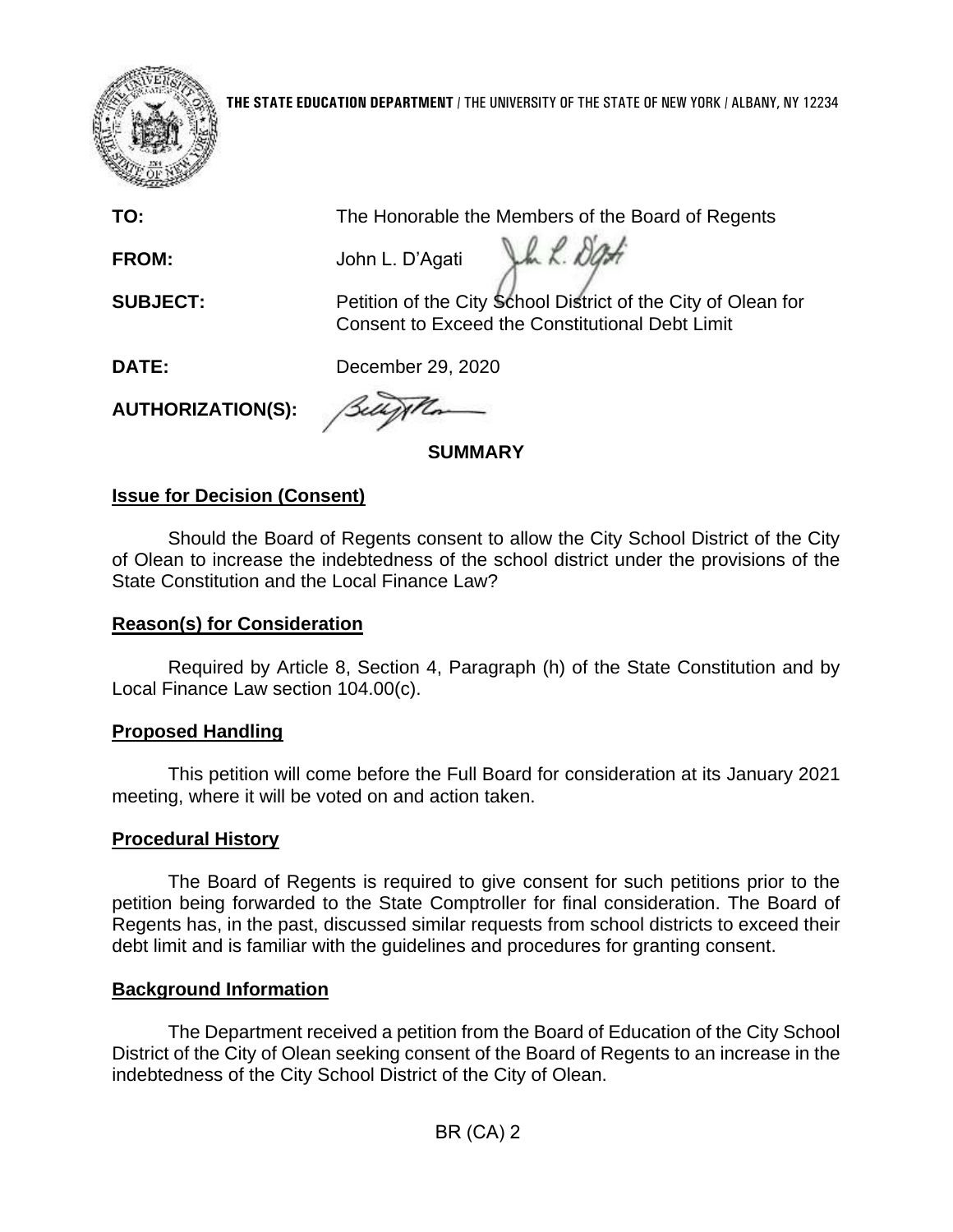**THE STATE EDUCATION DEPARTMENT** / THE UNIVERSITY OF THE STATE OF NEW YORK / ALBANY, NY 12234

| | |
|---|---|
| **TO:** | The Honorable the Members of the Board of Regents |
| **FROM:** | John L. D'Agati |
| **SUBJECT:** | Petition of the City School District of the City of Olean for Consent to Exceed the Constitutional Debt Limit |
| **DATE:** | December 29, 2020 |
| **AUTHORIZATION(S):** | |

## SUMMARY

**Issue for Decision (Consent)**

Should the Board of Regents consent to allow the City School District of the City of Olean to increase the indebtedness of the school district under the provisions of the State Constitution and the Local Finance Law?

**Reason(s) for Consideration**

Required by Article 8, Section 4, Paragraph (h) of the State Constitution and by Local Finance Law section 104.00(c).

**Proposed Handling**

This petition will come before the Full Board for consideration at its January 2021 meeting, where it will be voted on and action taken.

**Procedural History**

The Board of Regents is required to give consent for such petitions prior to the petition being forwarded to the State Comptroller for final consideration. The Board of Regents has, in the past, discussed similar requests from school districts to exceed their debt limit and is familiar with the guidelines and procedures for granting consent.

**Background Information**

The Department received a petition from the Board of Education of the City School District of the City of Olean seeking consent of the Board of Regents to an increase in the indebtedness of the City School District of the City of Olean.

BR (CA) 2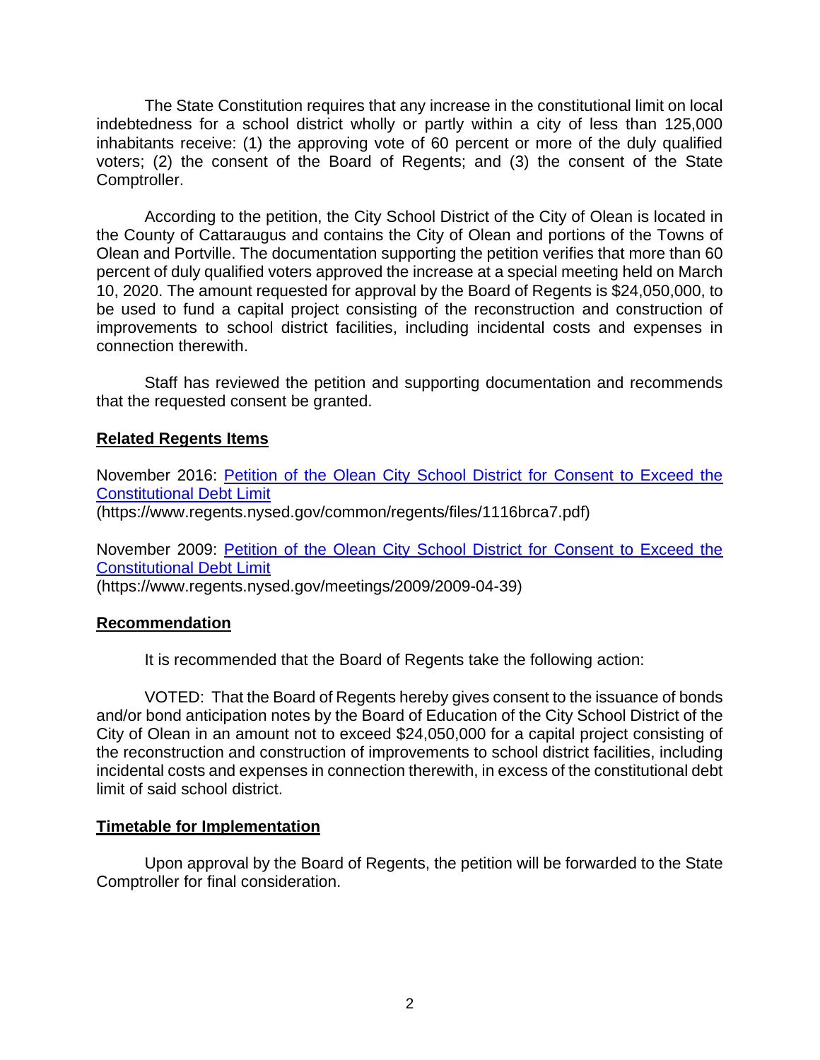The State Constitution requires that any increase in the constitutional limit on local indebtedness for a school district wholly or partly within a city of less than 125,000 inhabitants receive: (1) the approving vote of 60 percent or more of the duly qualified voters; (2) the consent of the Board of Regents; and (3) the consent of the State Comptroller.

According to the petition, the City School District of the City of Olean is located in the County of Cattaraugus and contains the City of Olean and portions of the Towns of Olean and Portville. The documentation supporting the petition verifies that more than 60 percent of duly qualified voters approved the increase at a special meeting held on March 10, 2020. The amount requested for approval by the Board of Regents is $24,050,000, to be used to fund a capital project consisting of the reconstruction and construction of improvements to school district facilities, including incidental costs and expenses in connection therewith.

Staff has reviewed the petition and supporting documentation and recommends that the requested consent be granted.

## Related Regents Items

November 2016: [Petition of the Olean City School District for Consent to Exceed the Constitutional Debt Limit](https://www.regents.nysed.gov/common/regents/files/1116brca7.pdf)
(https://www.regents.nysed.gov/common/regents/files/1116brca7.pdf)

November 2009: [Petition of the Olean City School District for Consent to Exceed the Constitutional Debt Limit](https://www.regents.nysed.gov/meetings/2009/2009-04-39)
(https://www.regents.nysed.gov/meetings/2009/2009-04-39)

## Recommendation

It is recommended that the Board of Regents take the following action:

VOTED: That the Board of Regents hereby gives consent to the issuance of bonds and/or bond anticipation notes by the Board of Education of the City School District of the City of Olean in an amount not to exceed $24,050,000 for a capital project consisting of the reconstruction and construction of improvements to school district facilities, including incidental costs and expenses in connection therewith, in excess of the constitutional debt limit of said school district.

## Timetable for Implementation

Upon approval by the Board of Regents, the petition will be forwarded to the State Comptroller for final consideration.